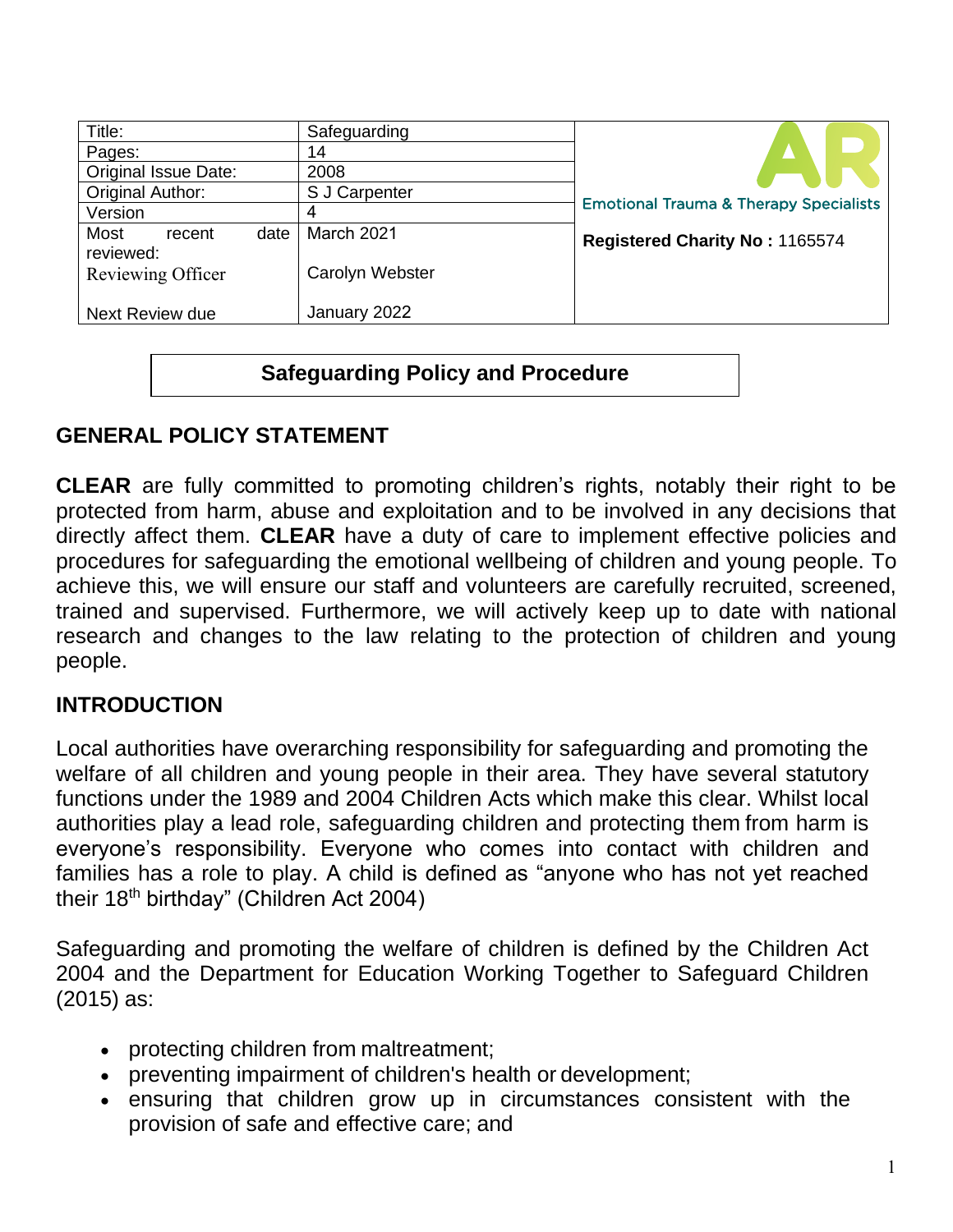| Title: | Safeguarding | |
| --- | --- | --- |
| Pages: | 14 | |
| Original Issue Date: | 2008 | |
| Original Author: | S J Carpenter | Emotional Trauma & Therapy Specialists |
| Version | 4 | |
| Most recent date reviewed: | March 2021 | **Registered Charity No :** 1165574 |
| Reviewing Officer | Carolyn Webster | |
| Next Review due | January 2022 | |

# Safeguarding Policy and Procedure

## GENERAL POLICY STATEMENT

**CLEAR** are fully committed to promoting children's rights, notably their right to be protected from harm, abuse and exploitation and to be involved in any decisions that directly affect them. **CLEAR** have a duty of care to implement effective policies and procedures for safeguarding the emotional wellbeing of children and young people. To achieve this, we will ensure our staff and volunteers are carefully recruited, screened, trained and supervised. Furthermore, we will actively keep up to date with national research and changes to the law relating to the protection of children and young people.

## INTRODUCTION

Local authorities have overarching responsibility for safeguarding and promoting the welfare of all children and young people in their area. They have several statutory functions under the 1989 and 2004 Children Acts which make this clear. Whilst local authorities play a lead role, safeguarding children and protecting them from harm is everyone's responsibility. Everyone who comes into contact with children and families has a role to play. A child is defined as "anyone who has not yet reached their 18th birthday" (Children Act 2004)

Safeguarding and promoting the welfare of children is defined by the Children Act 2004 and the Department for Education Working Together to Safeguard Children (2015) as:

- protecting children from maltreatment;
- preventing impairment of children's health or development;
- ensuring that children grow up in circumstances consistent with the provision of safe and effective care; and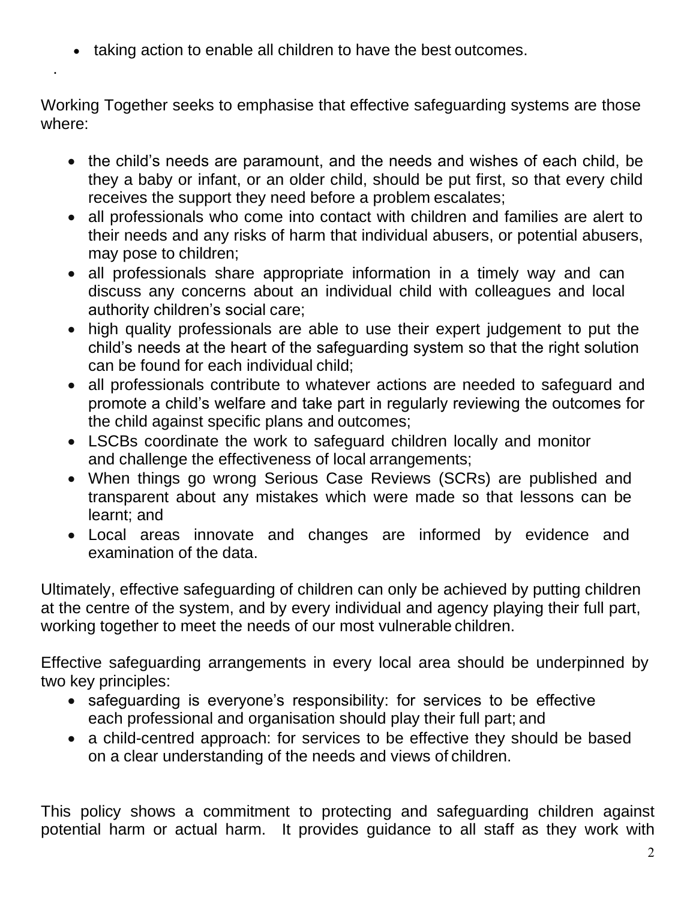- taking action to enable all children to have the best outcomes.

.

Working Together seeks to emphasise that effective safeguarding systems are those where:

- the child's needs are paramount, and the needs and wishes of each child, be they a baby or infant, or an older child, should be put first, so that every child receives the support they need before a problem escalates;
- all professionals who come into contact with children and families are alert to their needs and any risks of harm that individual abusers, or potential abusers, may pose to children;
- all professionals share appropriate information in a timely way and can discuss any concerns about an individual child with colleagues and local authority children's social care;
- high quality professionals are able to use their expert judgement to put the child's needs at the heart of the safeguarding system so that the right solution can be found for each individual child;
- all professionals contribute to whatever actions are needed to safeguard and promote a child's welfare and take part in regularly reviewing the outcomes for the child against specific plans and outcomes;
- LSCBs coordinate the work to safeguard children locally and monitor and challenge the effectiveness of local arrangements;
- When things go wrong Serious Case Reviews (SCRs) are published and transparent about any mistakes which were made so that lessons can be learnt; and
- Local areas innovate and changes are informed by evidence and examination of the data.

Ultimately, effective safeguarding of children can only be achieved by putting children at the centre of the system, and by every individual and agency playing their full part, working together to meet the needs of our most vulnerable children.

Effective safeguarding arrangements in every local area should be underpinned by two key principles:

- safeguarding is everyone's responsibility: for services to be effective each professional and organisation should play their full part; and
- a child-centred approach: for services to be effective they should be based on a clear understanding of the needs and views of children.

This policy shows a commitment to protecting and safeguarding children against potential harm or actual harm. It provides guidance to all staff as they work with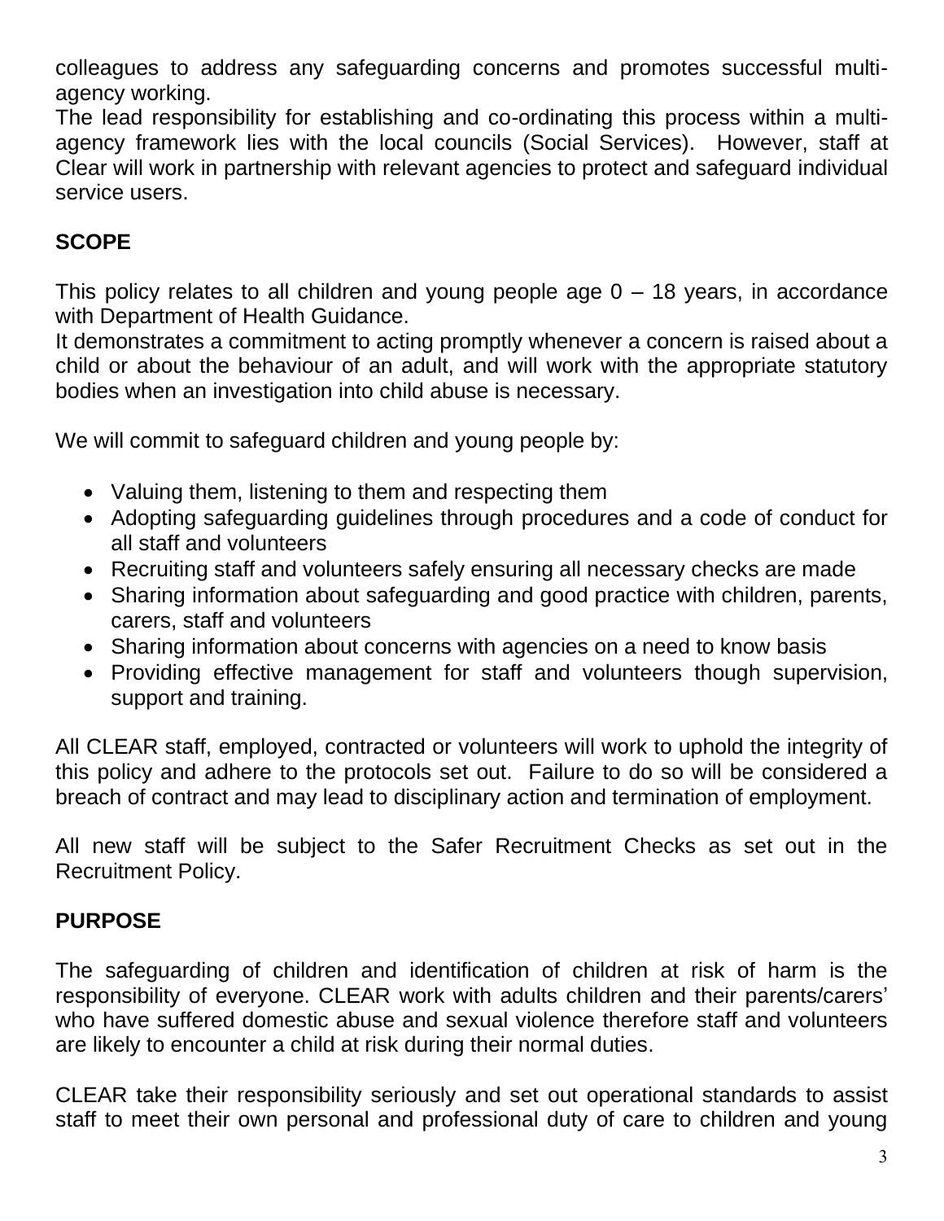colleagues to address any safeguarding concerns and promotes successful multi-agency working.
The lead responsibility for establishing and co-ordinating this process within a multi-agency framework lies with the local councils (Social Services). However, staff at Clear will work in partnership with relevant agencies to protect and safeguard individual service users.

**SCOPE**

This policy relates to all children and young people age 0 – 18 years, in accordance with Department of Health Guidance.
It demonstrates a commitment to acting promptly whenever a concern is raised about a child or about the behaviour of an adult, and will work with the appropriate statutory bodies when an investigation into child abuse is necessary.

We will commit to safeguard children and young people by:

- Valuing them, listening to them and respecting them
- Adopting safeguarding guidelines through procedures and a code of conduct for all staff and volunteers
- Recruiting staff and volunteers safely ensuring all necessary checks are made
- Sharing information about safeguarding and good practice with children, parents, carers, staff and volunteers
- Sharing information about concerns with agencies on a need to know basis
- Providing effective management for staff and volunteers though supervision, support and training.

All CLEAR staff, employed, contracted or volunteers will work to uphold the integrity of this policy and adhere to the protocols set out. Failure to do so will be considered a breach of contract and may lead to disciplinary action and termination of employment.

All new staff will be subject to the Safer Recruitment Checks as set out in the Recruitment Policy.

**PURPOSE**

The safeguarding of children and identification of children at risk of harm is the responsibility of everyone. CLEAR work with adults children and their parents/carers' who have suffered domestic abuse and sexual violence therefore staff and volunteers are likely to encounter a child at risk during their normal duties.

CLEAR take their responsibility seriously and set out operational standards to assist staff to meet their own personal and professional duty of care to children and young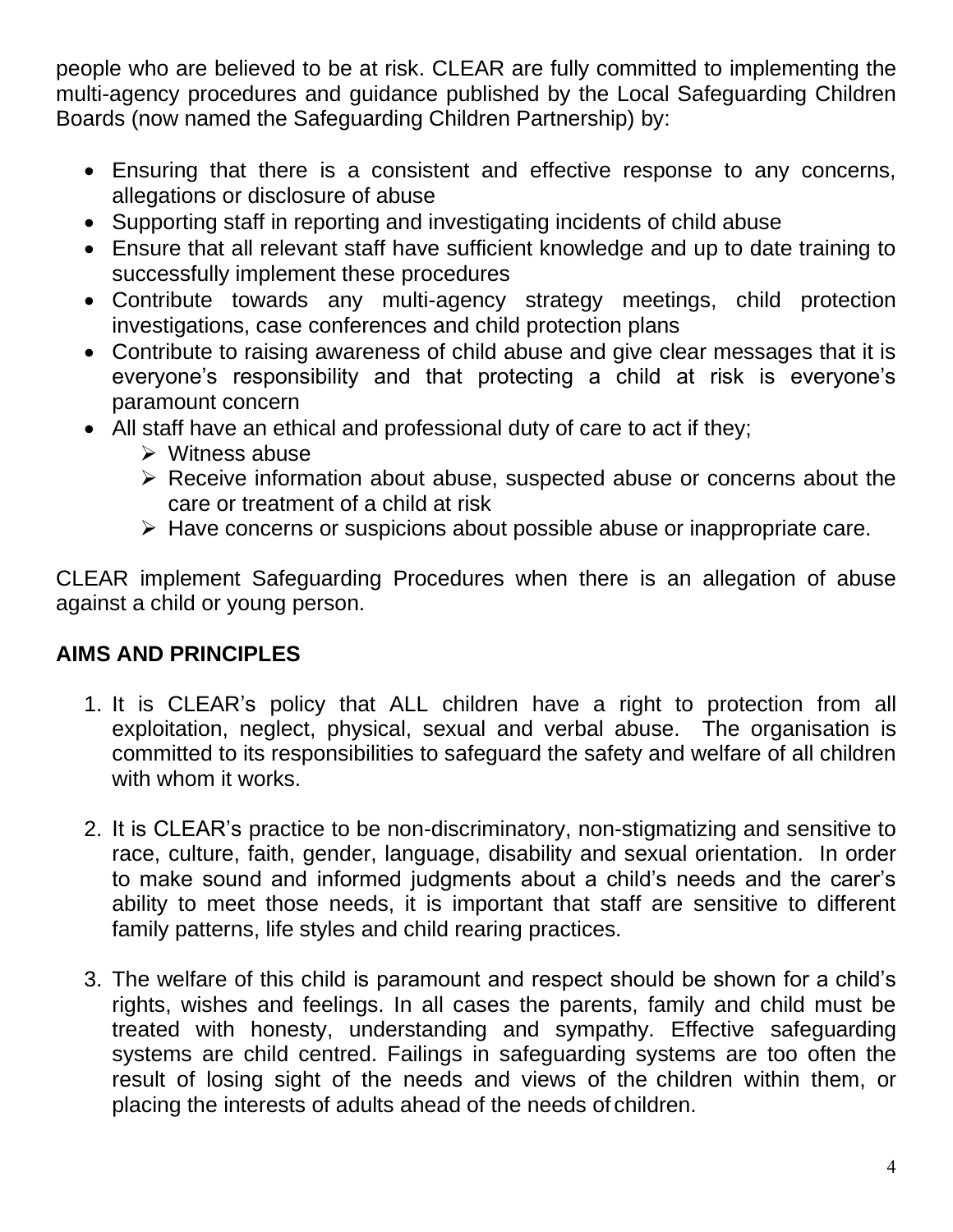people who are believed to be at risk. CLEAR are fully committed to implementing the multi-agency procedures and guidance published by the Local Safeguarding Children Boards (now named the Safeguarding Children Partnership) by:

- Ensuring that there is a consistent and effective response to any concerns, allegations or disclosure of abuse
- Supporting staff in reporting and investigating incidents of child abuse
- Ensure that all relevant staff have sufficient knowledge and up to date training to successfully implement these procedures
- Contribute towards any multi-agency strategy meetings, child protection investigations, case conferences and child protection plans
- Contribute to raising awareness of child abuse and give clear messages that it is everyone's responsibility and that protecting a child at risk is everyone's paramount concern
- All staff have an ethical and professional duty of care to act if they;
  - Witness abuse
  - Receive information about abuse, suspected abuse or concerns about the care or treatment of a child at risk
  - Have concerns or suspicions about possible abuse or inappropriate care.

CLEAR implement Safeguarding Procedures when there is an allegation of abuse against a child or young person.

## AIMS AND PRINCIPLES

1. It is CLEAR's policy that ALL children have a right to protection from all exploitation, neglect, physical, sexual and verbal abuse. The organisation is committed to its responsibilities to safeguard the safety and welfare of all children with whom it works.

2. It is CLEAR's practice to be non-discriminatory, non-stigmatizing and sensitive to race, culture, faith, gender, language, disability and sexual orientation. In order to make sound and informed judgments about a child's needs and the carer's ability to meet those needs, it is important that staff are sensitive to different family patterns, life styles and child rearing practices.

3. The welfare of this child is paramount and respect should be shown for a child's rights, wishes and feelings. In all cases the parents, family and child must be treated with honesty, understanding and sympathy. Effective safeguarding systems are child centred. Failings in safeguarding systems are too often the result of losing sight of the needs and views of the children within them, or placing the interests of adults ahead of the needs of children.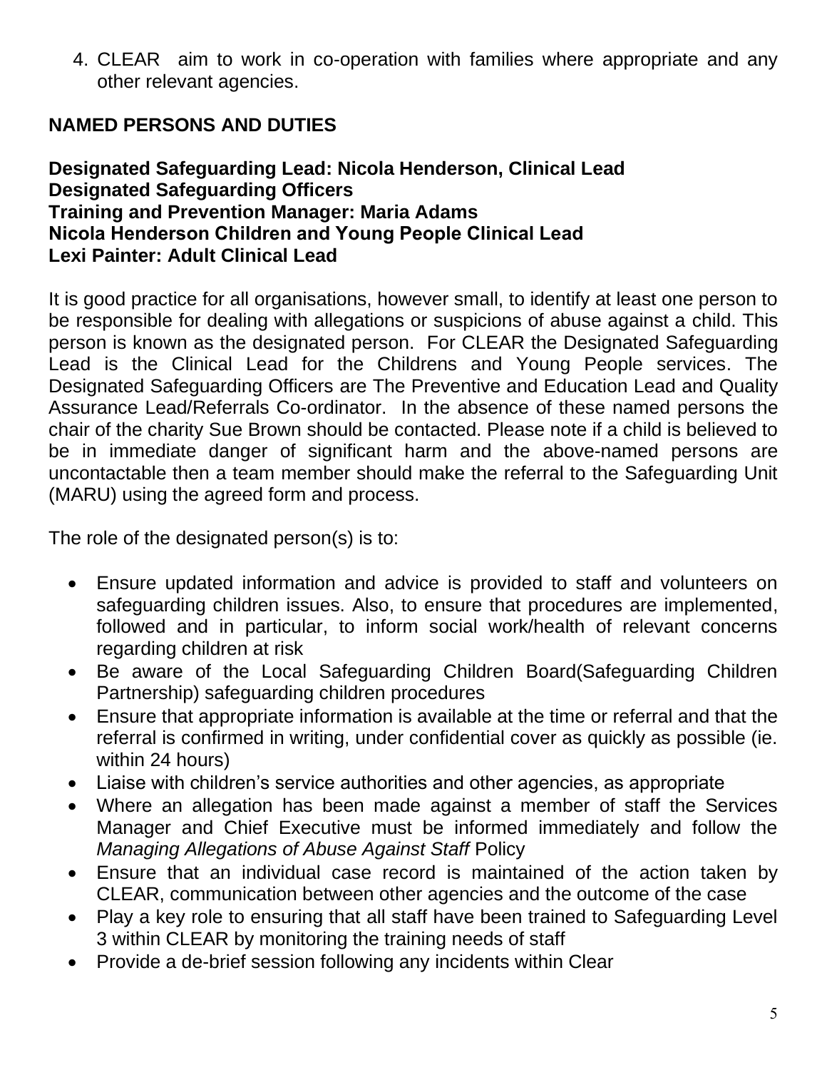4. CLEAR aim to work in co-operation with families where appropriate and any other relevant agencies.

## NAMED PERSONS AND DUTIES

**Designated Safeguarding Lead: Nicola Henderson, Clinical Lead**
**Designated Safeguarding Officers**
**Training and Prevention Manager: Maria Adams**
**Nicola Henderson Children and Young People Clinical Lead**
**Lexi Painter: Adult Clinical Lead**

It is good practice for all organisations, however small, to identify at least one person to be responsible for dealing with allegations or suspicions of abuse against a child. This person is known as the designated person. For CLEAR the Designated Safeguarding Lead is the Clinical Lead for the Childrens and Young People services. The Designated Safeguarding Officers are The Preventive and Education Lead and Quality Assurance Lead/Referrals Co-ordinator. In the absence of these named persons the chair of the charity Sue Brown should be contacted. Please note if a child is believed to be in immediate danger of significant harm and the above-named persons are uncontactable then a team member should make the referral to the Safeguarding Unit (MARU) using the agreed form and process.

The role of the designated person(s) is to:

- Ensure updated information and advice is provided to staff and volunteers on safeguarding children issues. Also, to ensure that procedures are implemented, followed and in particular, to inform social work/health of relevant concerns regarding children at risk
- Be aware of the Local Safeguarding Children Board(Safeguarding Children Partnership) safeguarding children procedures
- Ensure that appropriate information is available at the time or referral and that the referral is confirmed in writing, under confidential cover as quickly as possible (ie. within 24 hours)
- Liaise with children's service authorities and other agencies, as appropriate
- Where an allegation has been made against a member of staff the Services Manager and Chief Executive must be informed immediately and follow the *Managing Allegations of Abuse Against Staff* Policy
- Ensure that an individual case record is maintained of the action taken by CLEAR, communication between other agencies and the outcome of the case
- Play a key role to ensuring that all staff have been trained to Safeguarding Level 3 within CLEAR by monitoring the training needs of staff
- Provide a de-brief session following any incidents within Clear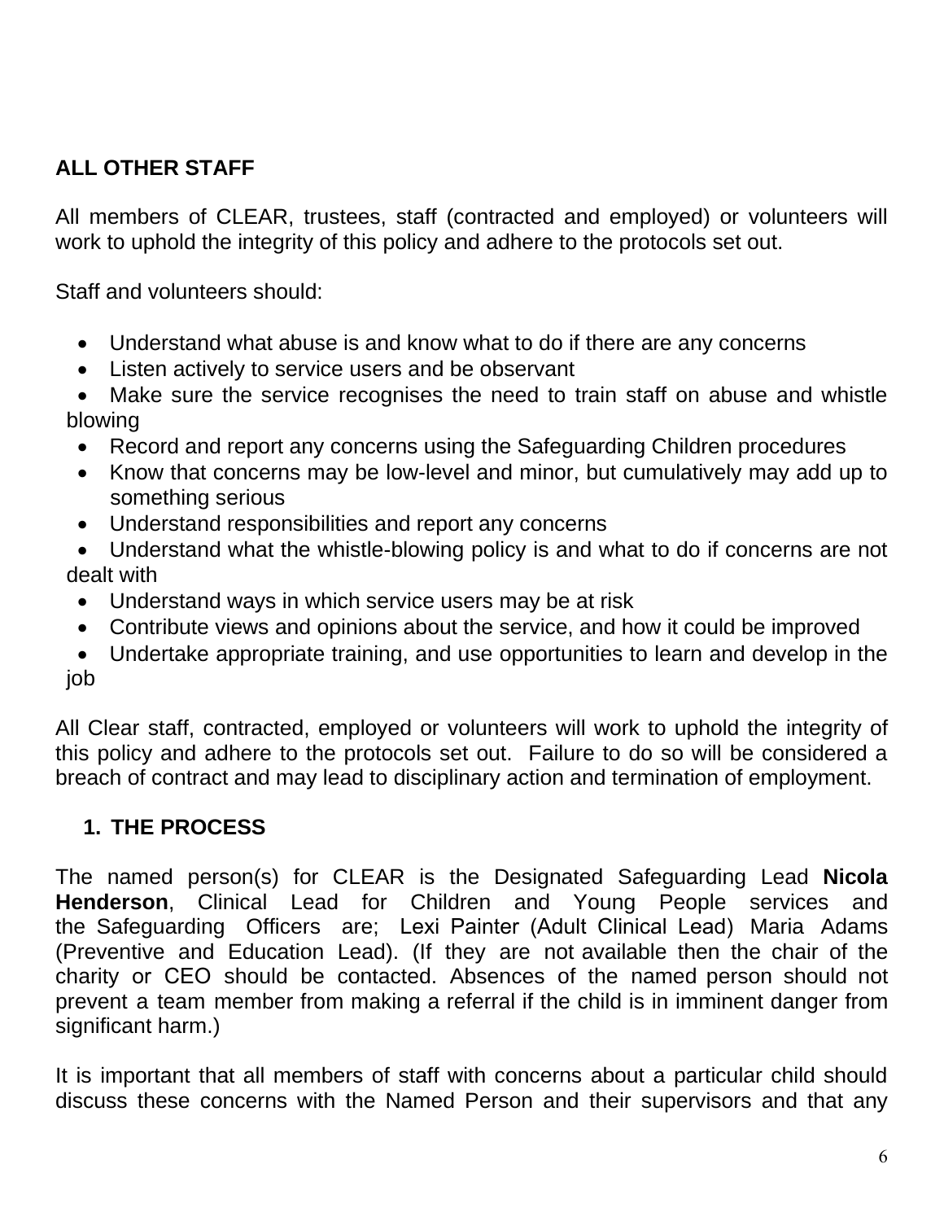## ALL OTHER STAFF

All members of CLEAR, trustees, staff (contracted and employed) or volunteers will work to uphold the integrity of this policy and adhere to the protocols set out.

Staff and volunteers should:

- Understand what abuse is and know what to do if there are any concerns
- Listen actively to service users and be observant
- Make sure the service recognises the need to train staff on abuse and whistle blowing
- Record and report any concerns using the Safeguarding Children procedures
- Know that concerns may be low-level and minor, but cumulatively may add up to something serious
- Understand responsibilities and report any concerns
- Understand what the whistle-blowing policy is and what to do if concerns are not dealt with
- Understand ways in which service users may be at risk
- Contribute views and opinions about the service, and how it could be improved
- Undertake appropriate training, and use opportunities to learn and develop in the job

All Clear staff, contracted, employed or volunteers will work to uphold the integrity of this policy and adhere to the protocols set out. Failure to do so will be considered a breach of contract and may lead to disciplinary action and termination of employment.

## 1. THE PROCESS

The named person(s) for CLEAR is the Designated Safeguarding Lead **Nicola Henderson**, Clinical Lead for Children and Young People services and the Safeguarding Officers are; Lexi Painter (Adult Clinical Lead) Maria Adams (Preventive and Education Lead). (If they are not available then the chair of the charity or CEO should be contacted. Absences of the named person should not prevent a team member from making a referral if the child is in imminent danger from significant harm.)

It is important that all members of staff with concerns about a particular child should discuss these concerns with the Named Person and their supervisors and that any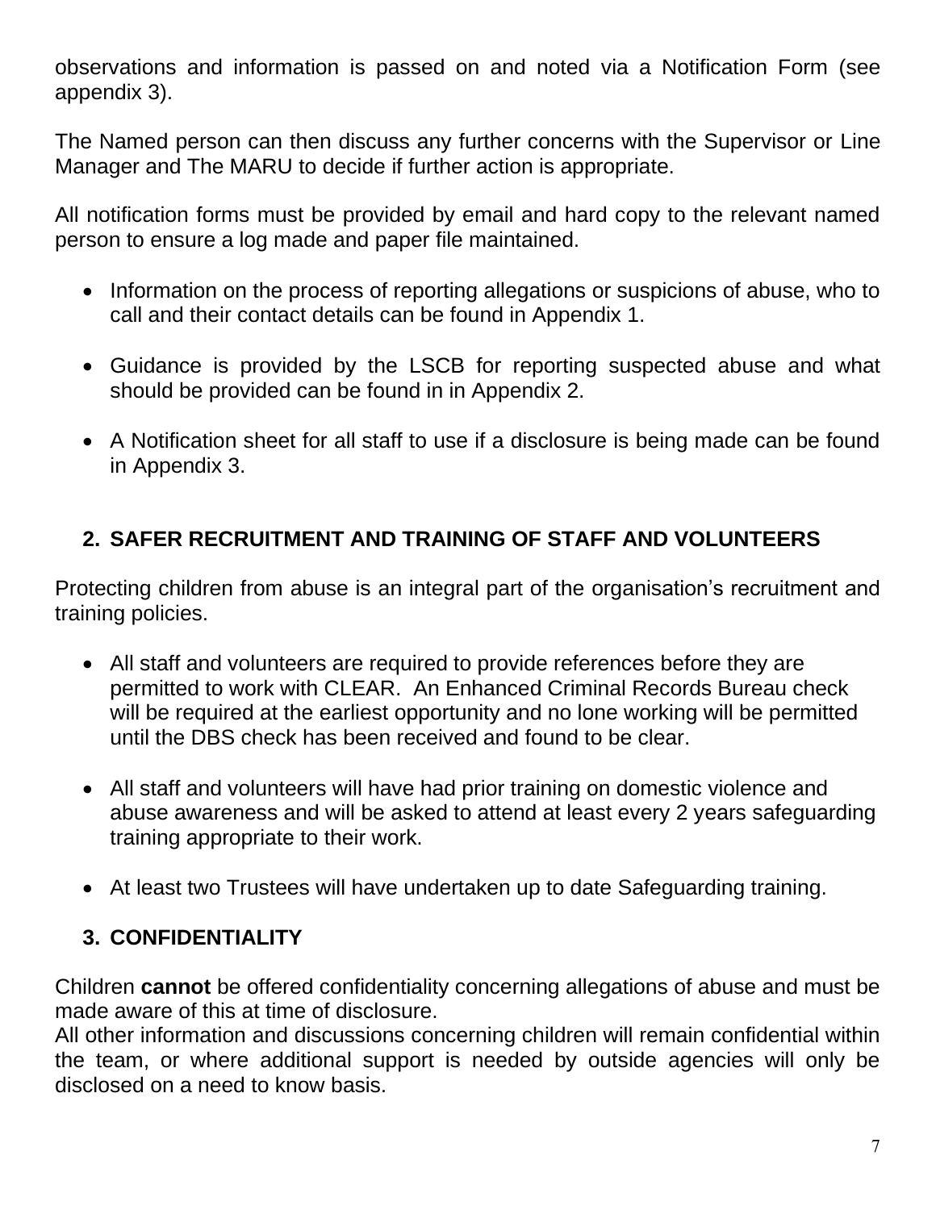observations and information is passed on and noted via a Notification Form (see appendix 3).

The Named person can then discuss any further concerns with the Supervisor or Line Manager and The MARU to decide if further action is appropriate.

All notification forms must be provided by email and hard copy to the relevant named person to ensure a log made and paper file maintained.

- Information on the process of reporting allegations or suspicions of abuse, who to call and their contact details can be found in Appendix 1.
- Guidance is provided by the LSCB for reporting suspected abuse and what should be provided can be found in in Appendix 2.
- A Notification sheet for all staff to use if a disclosure is being made can be found in Appendix 3.

## 2. SAFER RECRUITMENT AND TRAINING OF STAFF AND VOLUNTEERS

Protecting children from abuse is an integral part of the organisation's recruitment and training policies.

- All staff and volunteers are required to provide references before they are permitted to work with CLEAR. An Enhanced Criminal Records Bureau check will be required at the earliest opportunity and no lone working will be permitted until the DBS check has been received and found to be clear.
- All staff and volunteers will have had prior training on domestic violence and abuse awareness and will be asked to attend at least every 2 years safeguarding training appropriate to their work.
- At least two Trustees will have undertaken up to date Safeguarding training.

## 3. CONFIDENTIALITY

Children **cannot** be offered confidentiality concerning allegations of abuse and must be made aware of this at time of disclosure.
All other information and discussions concerning children will remain confidential within the team, or where additional support is needed by outside agencies will only be disclosed on a need to know basis.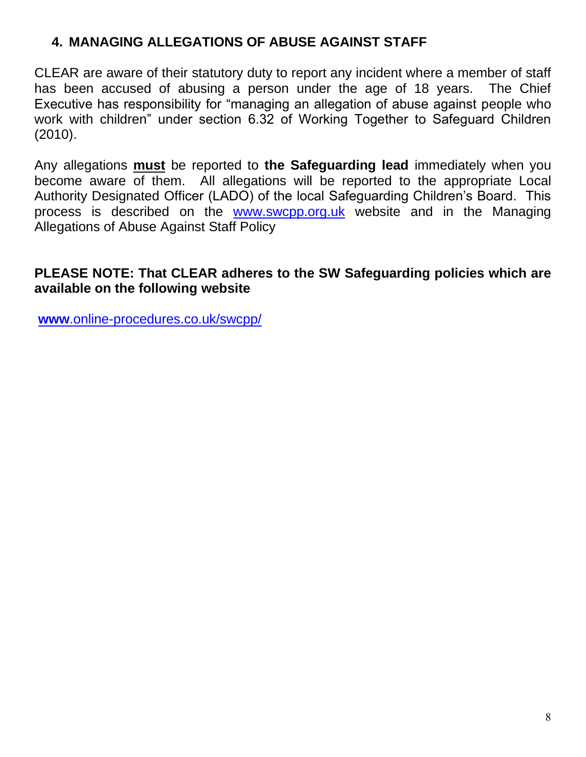## 4. MANAGING ALLEGATIONS OF ABUSE AGAINST STAFF

CLEAR are aware of their statutory duty to report any incident where a member of staff has been accused of abusing a person under the age of 18 years. The Chief Executive has responsibility for "managing an allegation of abuse against people who work with children" under section 6.32 of Working Together to Safeguard Children (2010).

Any allegations **must** be reported to **the Safeguarding lead** immediately when you become aware of them. All allegations will be reported to the appropriate Local Authority Designated Officer (LADO) of the local Safeguarding Children's Board. This process is described on the www.swcpp.org.uk website and in the Managing Allegations of Abuse Against Staff Policy

**PLEASE NOTE: That CLEAR adheres to the SW Safeguarding policies which are available on the following website**

**www**.online-procedures.co.uk/swcpp/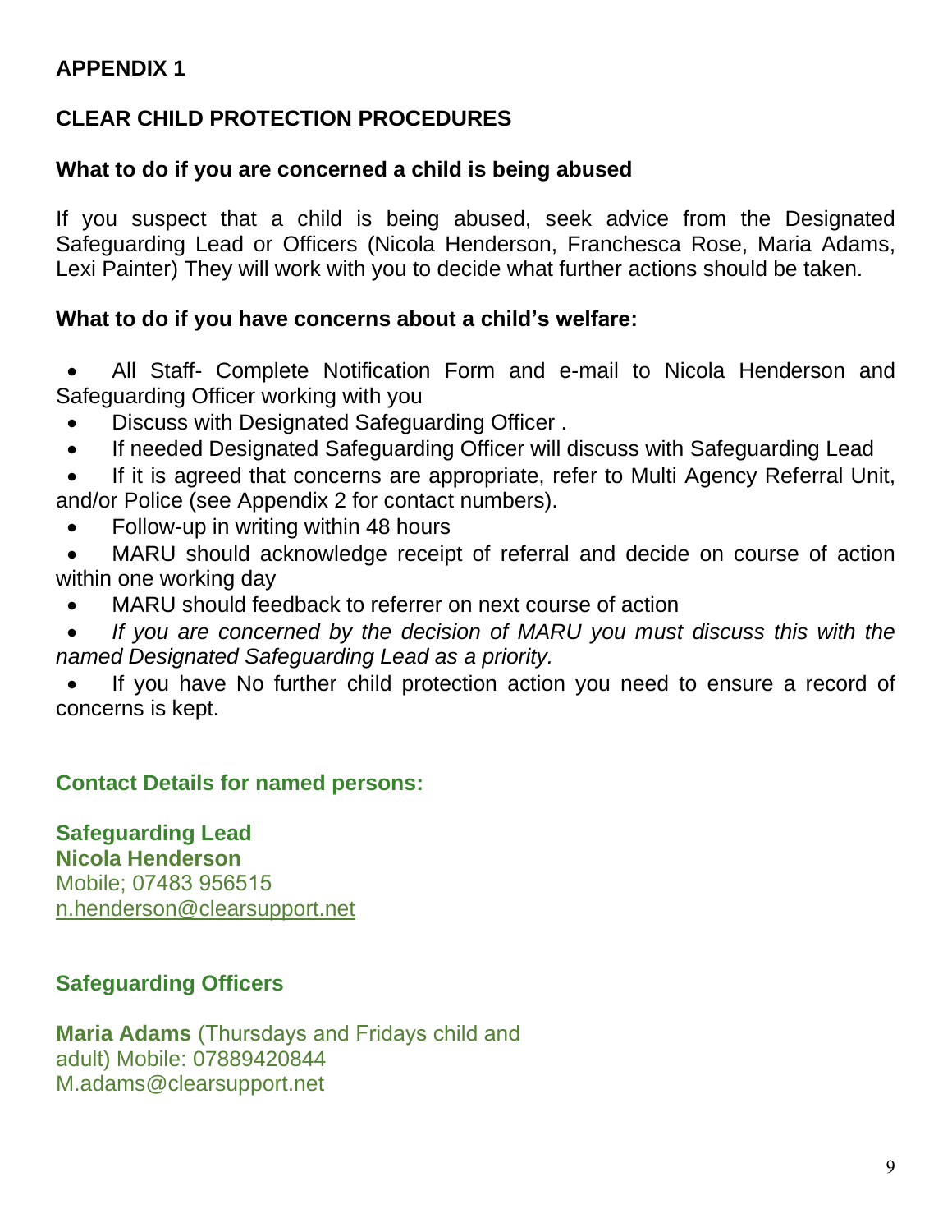**APPENDIX 1**

**CLEAR CHILD PROTECTION PROCEDURES**

**What to do if you are concerned a child is being abused**

If you suspect that a child is being abused, seek advice from the Designated Safeguarding Lead or Officers (Nicola Henderson, Franchesca Rose, Maria Adams, Lexi Painter) They will work with you to decide what further actions should be taken.

**What to do if you have concerns about a child's welfare:**

- All Staff- Complete Notification Form and e-mail to Nicola Henderson and Safeguarding Officer working with you
- Discuss with Designated Safeguarding Officer .
- If needed Designated Safeguarding Officer will discuss with Safeguarding Lead
- If it is agreed that concerns are appropriate, refer to Multi Agency Referral Unit, and/or Police (see Appendix 2 for contact numbers).
- Follow-up in writing within 48 hours
- MARU should acknowledge receipt of referral and decide on course of action within one working day
- MARU should feedback to referrer on next course of action
- *If you are concerned by the decision of MARU you must discuss this with the named Designated Safeguarding Lead as a priority.*
- If you have No further child protection action you need to ensure a record of concerns is kept.

**Contact Details for named persons:**

**Safeguarding Lead**
**Nicola Henderson**
Mobile; 07483 956515
n.henderson@clearsupport.net

**Safeguarding Officers**

**Maria Adams** (Thursdays and Fridays child and adult) Mobile: 07889420844
M.adams@clearsupport.net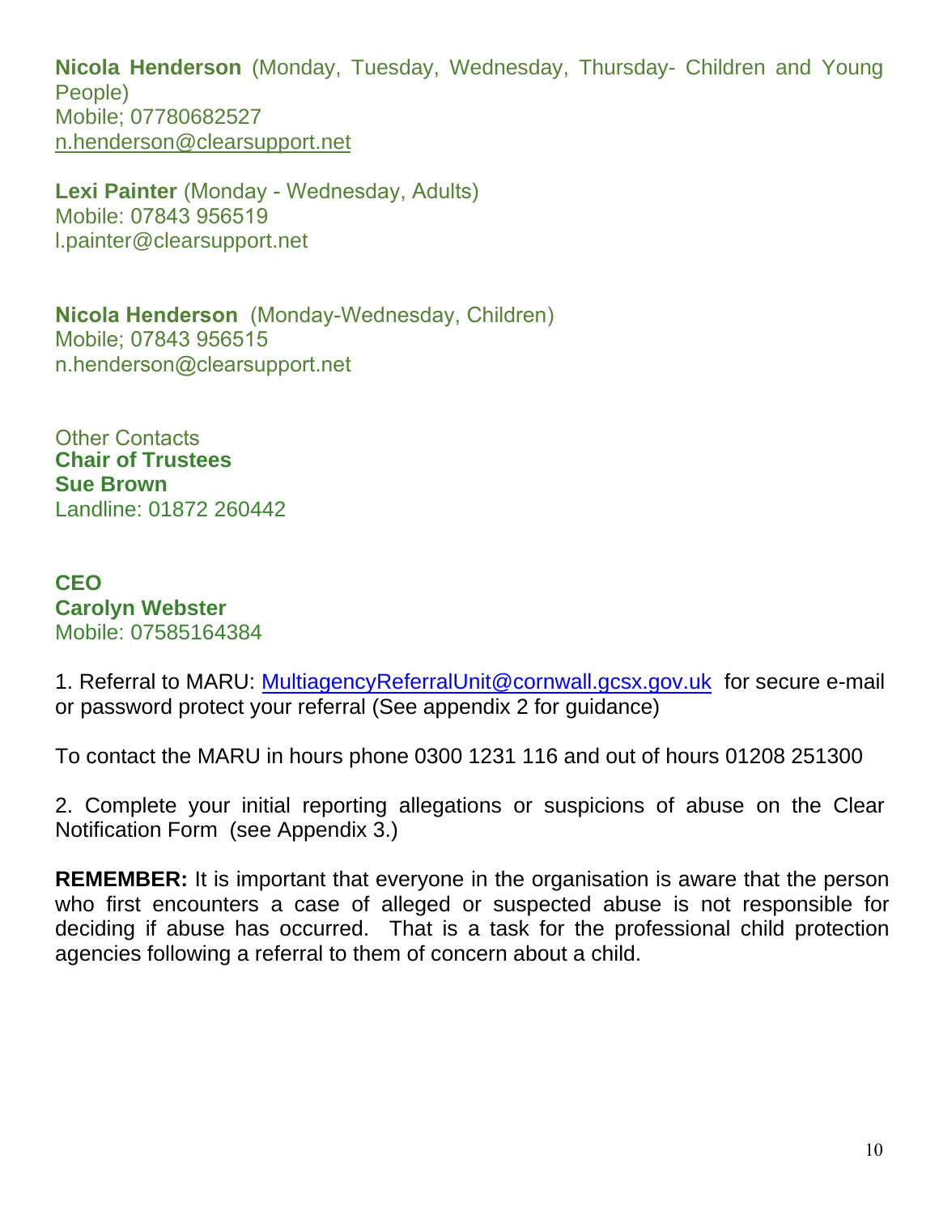**Nicola Henderson** (Monday, Tuesday, Wednesday, Thursday- Children and Young People)
Mobile; 07780682527
n.henderson@clearsupport.net

**Lexi Painter** (Monday - Wednesday, Adults)
Mobile: 07843 956519
l.painter@clearsupport.net

**Nicola Henderson** (Monday-Wednesday, Children)
Mobile; 07843 956515
n.henderson@clearsupport.net

Other Contacts
**Chair of Trustees**
**Sue Brown**
Landline: 01872 260442

**CEO**
**Carolyn Webster**
Mobile: 07585164384

1. Referral to MARU: MultiagencyReferralUnit@cornwall.gcsx.gov.uk for secure e-mail or password protect your referral (See appendix 2 for guidance)

To contact the MARU in hours phone 0300 1231 116 and out of hours 01208 251300

2. Complete your initial reporting allegations or suspicions of abuse on the Clear Notification Form (see Appendix 3.)

**REMEMBER:** It is important that everyone in the organisation is aware that the person who first encounters a case of alleged or suspected abuse is not responsible for deciding if abuse has occurred. That is a task for the professional child protection agencies following a referral to them of concern about a child.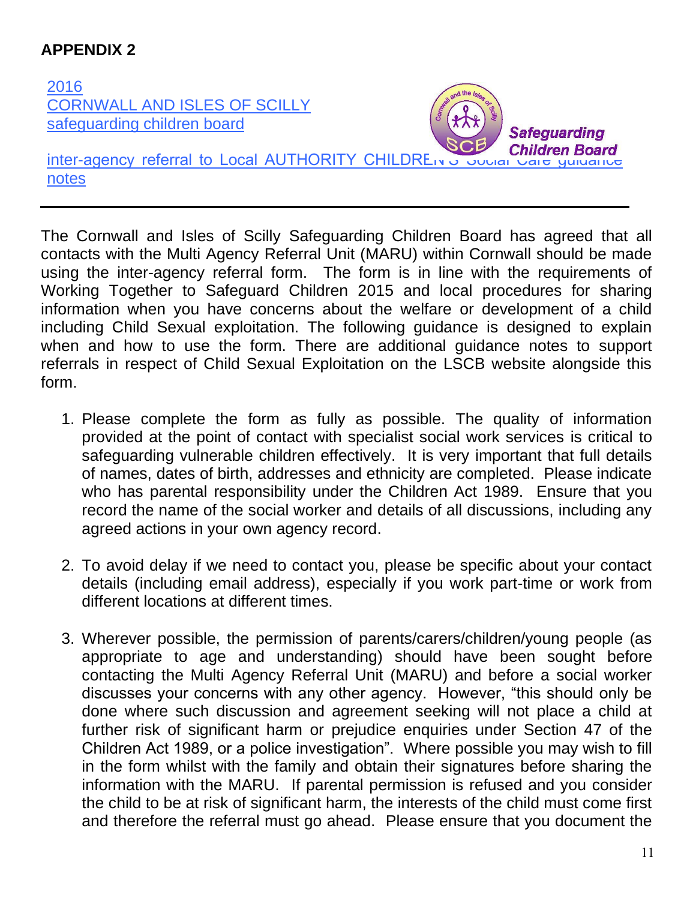**APPENDIX 2**

2016
CORNWALL AND ISLES OF SCILLY
safeguarding children board

Safeguarding Children Board

inter-agency referral to Local AUTHORITY CHILDREN'S Social Care guidance notes

---

The Cornwall and Isles of Scilly Safeguarding Children Board has agreed that all contacts with the Multi Agency Referral Unit (MARU) within Cornwall should be made using the inter-agency referral form. The form is in line with the requirements of Working Together to Safeguard Children 2015 and local procedures for sharing information when you have concerns about the welfare or development of a child including Child Sexual exploitation. The following guidance is designed to explain when and how to use the form. There are additional guidance notes to support referrals in respect of Child Sexual Exploitation on the LSCB website alongside this form.

1. Please complete the form as fully as possible. The quality of information provided at the point of contact with specialist social work services is critical to safeguarding vulnerable children effectively. It is very important that full details of names, dates of birth, addresses and ethnicity are completed. Please indicate who has parental responsibility under the Children Act 1989. Ensure that you record the name of the social worker and details of all discussions, including any agreed actions in your own agency record.

2. To avoid delay if we need to contact you, please be specific about your contact details (including email address), especially if you work part-time or work from different locations at different times.

3. Wherever possible, the permission of parents/carers/children/young people (as appropriate to age and understanding) should have been sought before contacting the Multi Agency Referral Unit (MARU) and before a social worker discusses your concerns with any other agency. However, "this should only be done where such discussion and agreement seeking will not place a child at further risk of significant harm or prejudice enquiries under Section 47 of the Children Act 1989, or a police investigation". Where possible you may wish to fill in the form whilst with the family and obtain their signatures before sharing the information with the MARU. If parental permission is refused and you consider the child to be at risk of significant harm, the interests of the child must come first and therefore the referral must go ahead. Please ensure that you document the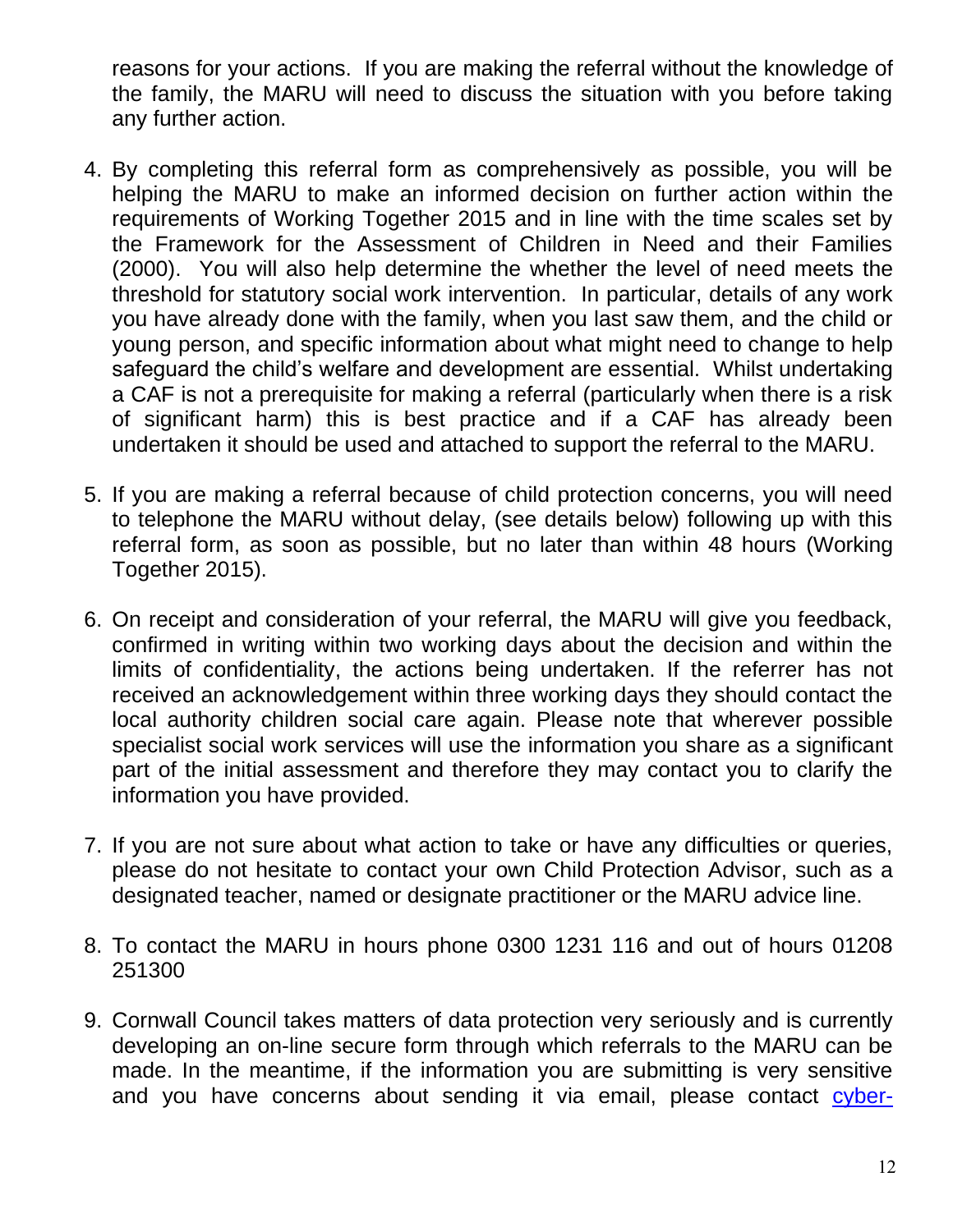reasons for your actions. If you are making the referral without the knowledge of the family, the MARU will need to discuss the situation with you before taking any further action.

4. By completing this referral form as comprehensively as possible, you will be helping the MARU to make an informed decision on further action within the requirements of Working Together 2015 and in line with the time scales set by the Framework for the Assessment of Children in Need and their Families (2000). You will also help determine the whether the level of need meets the threshold for statutory social work intervention. In particular, details of any work you have already done with the family, when you last saw them, and the child or young person, and specific information about what might need to change to help safeguard the child's welfare and development are essential. Whilst undertaking a CAF is not a prerequisite for making a referral (particularly when there is a risk of significant harm) this is best practice and if a CAF has already been undertaken it should be used and attached to support the referral to the MARU.

5. If you are making a referral because of child protection concerns, you will need to telephone the MARU without delay, (see details below) following up with this referral form, as soon as possible, but no later than within 48 hours (Working Together 2015).

6. On receipt and consideration of your referral, the MARU will give you feedback, confirmed in writing within two working days about the decision and within the limits of confidentiality, the actions being undertaken. If the referrer has not received an acknowledgement within three working days they should contact the local authority children social care again. Please note that wherever possible specialist social work services will use the information you share as a significant part of the initial assessment and therefore they may contact you to clarify the information you have provided.

7. If you are not sure about what action to take or have any difficulties or queries, please do not hesitate to contact your own Child Protection Advisor, such as a designated teacher, named or designate practitioner or the MARU advice line.

8. To contact the MARU in hours phone 0300 1231 116 and out of hours 01208 251300

9. Cornwall Council takes matters of data protection very seriously and is currently developing an on-line secure form through which referrals to the MARU can be made. In the meantime, if the information you are submitting is very sensitive and you have concerns about sending it via email, please contact cyber-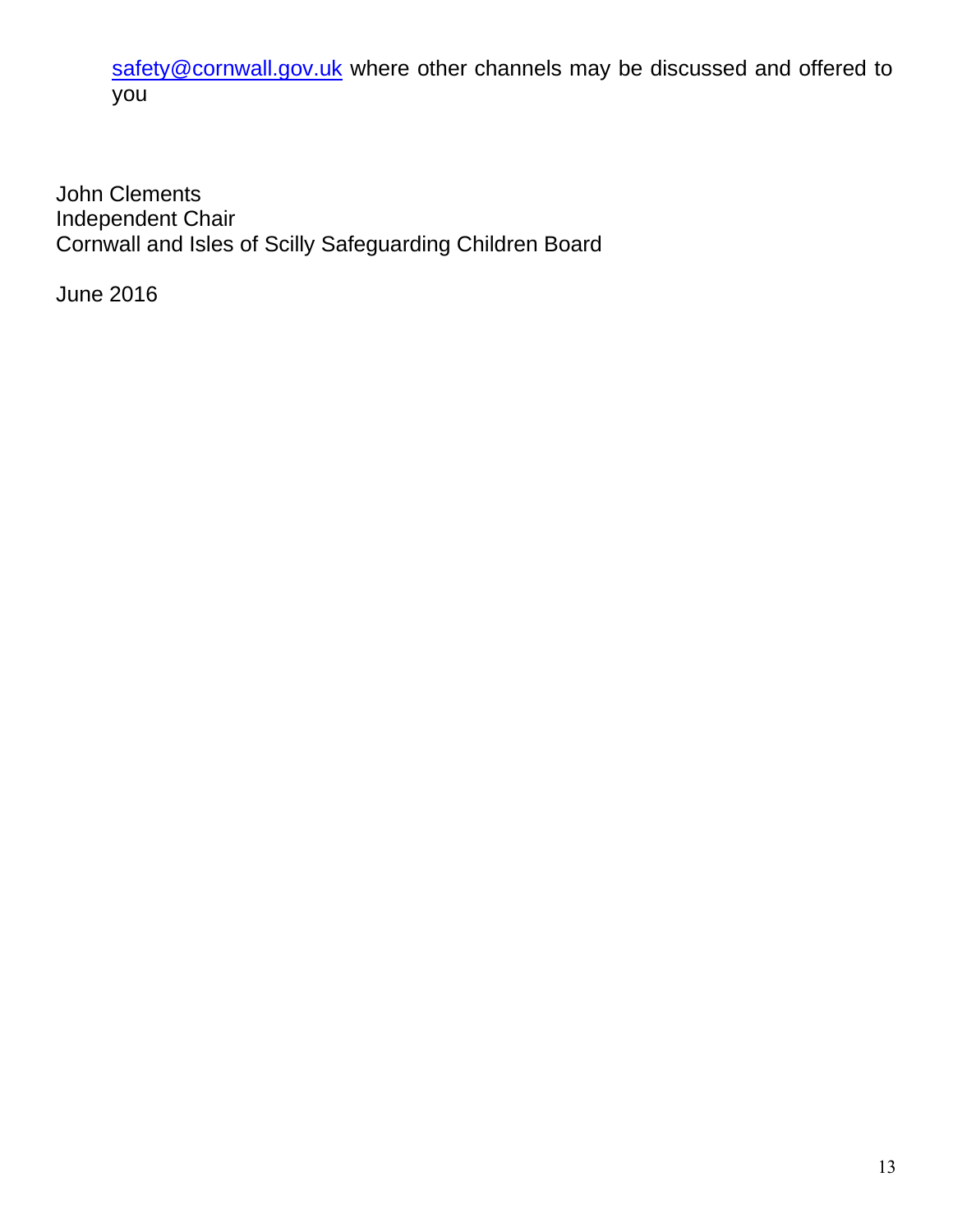safety@cornwall.gov.uk where other channels may be discussed and offered to you

John Clements
Independent Chair
Cornwall and Isles of Scilly Safeguarding Children Board

June 2016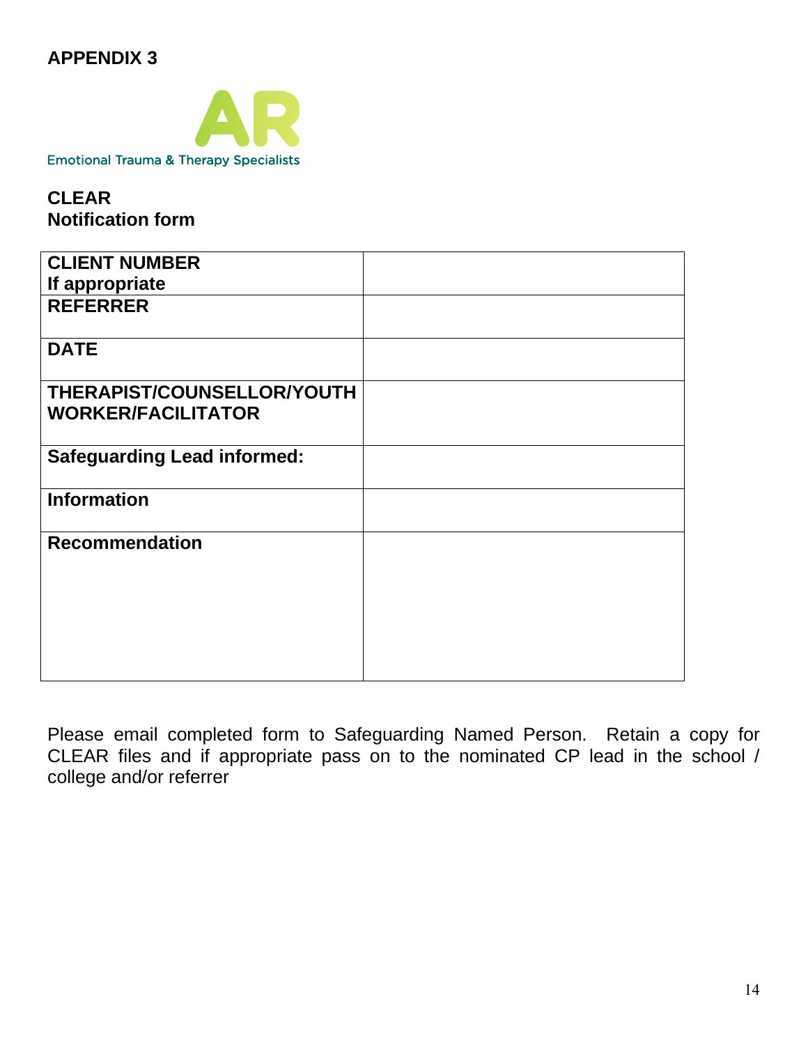**APPENDIX 3**

AR

Emotional Trauma & Therapy Specialists

**CLEAR**
**Notification form**

| | |
|---|---|
| **CLIENT NUMBER** **If appropriate** | |
| **REFERRER** | |
| **DATE** | |
| **THERAPIST/COUNSELLOR/YOUTH WORKER/FACILITATOR** | |
| **Safeguarding Lead informed:** | |
| **Information** | |
| **Recommendation** | |

Please email completed form to Safeguarding Named Person. Retain a copy for CLEAR files and if appropriate pass on to the nominated CP lead in the school / college and/or referrer